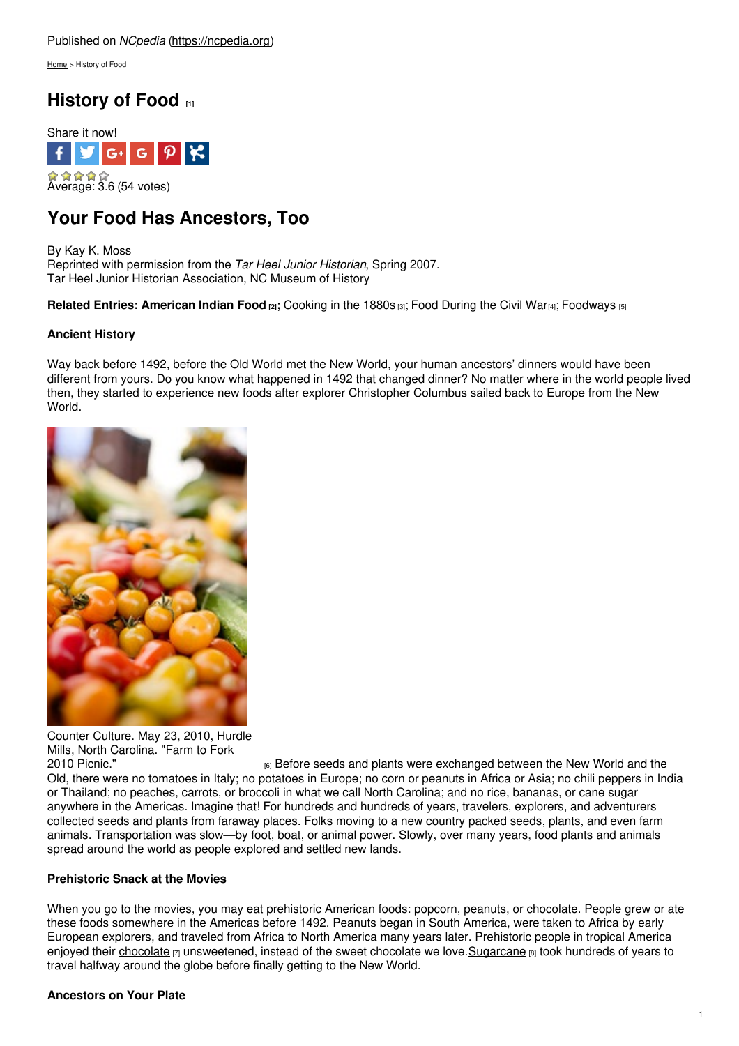Published on *NCpedia* (https://ncpedia.org)

Home > History of Food

# History of Food [1]

Share it now!

Average: 3.6 (54 votes)

## Your Food Has Ancestors, Too

By Kay K. Moss
Reprinted with permission from the *Tar Heel Junior Historian*, Spring 2007.
Tar Heel Junior Historian Association, NC Museum of History

**Related Entries: American Indian Food [2];** Cooking in the 1880s [3]; Food During the Civil War [4]; Foodways [5]

### Ancient History

Way back before 1492, before the Old World met the New World, your human ancestors' dinners would have been different from yours. Do you know what happened in 1492 that changed dinner? No matter where in the world people lived then, they started to experience new foods after explorer Christopher Columbus sailed back to Europe from the New World.

Counter Culture. May 23, 2010, Hurdle Mills, North Carolina. "Farm to Fork 2010 Picnic." [6]

Before seeds and plants were exchanged between the New World and the Old, there were no tomatoes in Italy; no potatoes in Europe; no corn or peanuts in Africa or Asia; no chili peppers in India or Thailand; no peaches, carrots, or broccoli in what we call North Carolina; and no rice, bananas, or cane sugar anywhere in the Americas. Imagine that! For hundreds and hundreds of years, travelers, explorers, and adventurers collected seeds and plants from faraway places. Folks moving to a new country packed seeds, plants, and even farm animals. Transportation was slow—by foot, boat, or animal power. Slowly, over many years, food plants and animals spread around the world as people explored and settled new lands.

### Prehistoric Snack at the Movies

When you go to the movies, you may eat prehistoric American foods: popcorn, peanuts, or chocolate. People grew or ate these foods somewhere in the Americas before 1492. Peanuts began in South America, were taken to Africa by early European explorers, and traveled from Africa to North America many years later. Prehistoric people in tropical America enjoyed their chocolate [7] unsweetened, instead of the sweet chocolate we love. Sugarcane [8] took hundreds of years to travel halfway around the globe before finally getting to the New World.

### Ancestors on Your Plate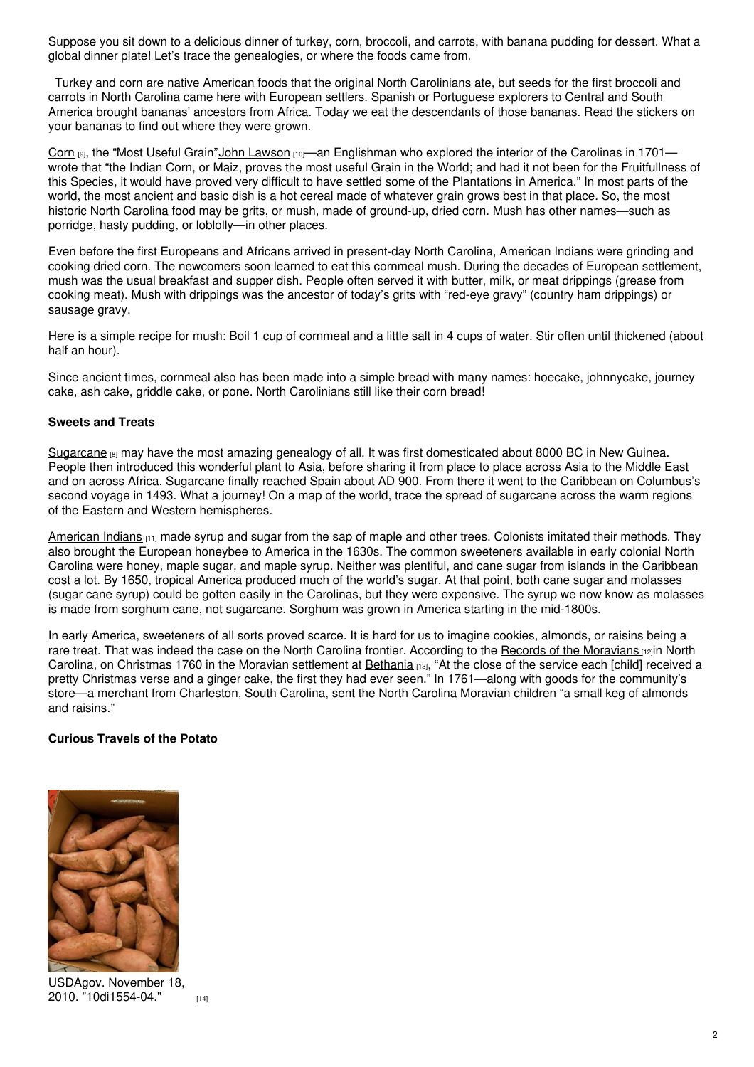Suppose you sit down to a delicious dinner of turkey, corn, broccoli, and carrots, with banana pudding for dessert. What a global dinner plate! Let's trace the genealogies, or where the foods came from.

Turkey and corn are native American foods that the original North Carolinians ate, but seeds for the first broccoli and carrots in North Carolina came here with European settlers. Spanish or Portuguese explorers to Central and South America brought bananas' ancestors from Africa. Today we eat the descendants of those bananas. Read the stickers on your bananas to find out where they were grown.

Corn [9], the "Most Useful Grain"John Lawson [10]—an Englishman who explored the interior of the Carolinas in 1701—wrote that "the Indian Corn, or Maiz, proves the most useful Grain in the World; and had it not been for the Fruitfullness of this Species, it would have proved very difficult to have settled some of the Plantations in America." In most parts of the world, the most ancient and basic dish is a hot cereal made of whatever grain grows best in that place. So, the most historic North Carolina food may be grits, or mush, made of ground-up, dried corn. Mush has other names—such as porridge, hasty pudding, or loblolly—in other places.

Even before the first Europeans and Africans arrived in present-day North Carolina, American Indians were grinding and cooking dried corn. The newcomers soon learned to eat this cornmeal mush. During the decades of European settlement, mush was the usual breakfast and supper dish. People often served it with butter, milk, or meat drippings (grease from cooking meat). Mush with drippings was the ancestor of today's grits with "red-eye gravy" (country ham drippings) or sausage gravy.

Here is a simple recipe for mush: Boil 1 cup of cornmeal and a little salt in 4 cups of water. Stir often until thickened (about half an hour).

Since ancient times, cornmeal also has been made into a simple bread with many names: hoecake, johnnycake, journey cake, ash cake, griddle cake, or pone. North Carolinians still like their corn bread!

**Sweets and Treats**

Sugarcane [8] may have the most amazing genealogy of all. It was first domesticated about 8000 BC in New Guinea. People then introduced this wonderful plant to Asia, before sharing it from place to place across Asia to the Middle East and on across Africa. Sugarcane finally reached Spain about AD 900. From there it went to the Caribbean on Columbus's second voyage in 1493. What a journey! On a map of the world, trace the spread of sugarcane across the warm regions of the Eastern and Western hemispheres.

American Indians [11] made syrup and sugar from the sap of maple and other trees. Colonists imitated their methods. They also brought the European honeybee to America in the 1630s. The common sweeteners available in early colonial North Carolina were honey, maple sugar, and maple syrup. Neither was plentiful, and cane sugar from islands in the Caribbean cost a lot. By 1650, tropical America produced much of the world's sugar. At that point, both cane sugar and molasses (sugar cane syrup) could be gotten easily in the Carolinas, but they were expensive. The syrup we now know as molasses is made from sorghum cane, not sugarcane. Sorghum was grown in America starting in the mid-1800s.

In early America, sweeteners of all sorts proved scarce. It is hard for us to imagine cookies, almonds, or raisins being a rare treat. That was indeed the case on the North Carolina frontier. According to the Records of the Moravians [12]in North Carolina, on Christmas 1760 in the Moravian settlement at Bethania [13], "At the close of the service each [child] received a pretty Christmas verse and a ginger cake, the first they had ever seen." In 1761—along with goods for the community's store—a merchant from Charleston, South Carolina, sent the North Carolina Moravian children "a small keg of almonds and raisins."

**Curious Travels of the Potato**

USDAgov. November 18, 2010. "10di1554-04." [14]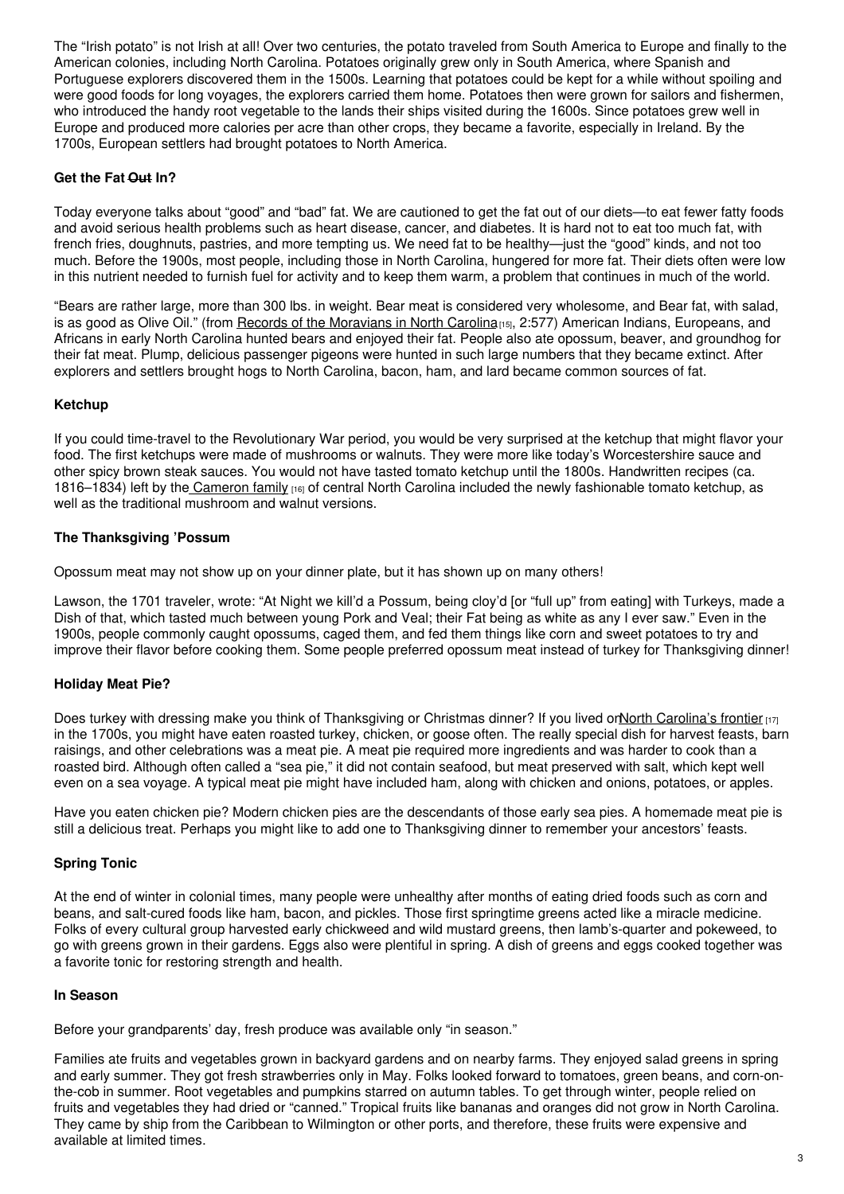The "Irish potato" is not Irish at all! Over two centuries, the potato traveled from South America to Europe and finally to the American colonies, including North Carolina. Potatoes originally grew only in South America, where Spanish and Portuguese explorers discovered them in the 1500s. Learning that potatoes could be kept for a while without spoiling and were good foods for long voyages, the explorers carried them home. Potatoes then were grown for sailors and fishermen, who introduced the handy root vegetable to the lands their ships visited during the 1600s. Since potatoes grew well in Europe and produced more calories per acre than other crops, they became a favorite, especially in Ireland. By the 1700s, European settlers had brought potatoes to North America.

### Get the Fat ~~Out~~ In?

Today everyone talks about "good" and "bad" fat. We are cautioned to get the fat out of our diets—to eat fewer fatty foods and avoid serious health problems such as heart disease, cancer, and diabetes. It is hard not to eat too much fat, with french fries, doughnuts, pastries, and more tempting us. We need fat to be healthy—just the "good" kinds, and not too much. Before the 1900s, most people, including those in North Carolina, hungered for more fat. Their diets often were low in this nutrient needed to furnish fuel for activity and to keep them warm, a problem that continues in much of the world.

"Bears are rather large, more than 300 lbs. in weight. Bear meat is considered very wholesome, and Bear fat, with salad, is as good as Olive Oil." (from Records of the Moravians in North Carolina[15], 2:577) American Indians, Europeans, and Africans in early North Carolina hunted bears and enjoyed their fat. People also ate opossum, beaver, and groundhog for their fat meat. Plump, delicious passenger pigeons were hunted in such large numbers that they became extinct. After explorers and settlers brought hogs to North Carolina, bacon, ham, and lard became common sources of fat.

### Ketchup

If you could time-travel to the Revolutionary War period, you would be very surprised at the ketchup that might flavor your food. The first ketchups were made of mushrooms or walnuts. They were more like today's Worcestershire sauce and other spicy brown steak sauces. You would not have tasted tomato ketchup until the 1800s. Handwritten recipes (ca. 1816–1834) left by the Cameron family[16] of central North Carolina included the newly fashionable tomato ketchup, as well as the traditional mushroom and walnut versions.

### The Thanksgiving 'Possum

Opossum meat may not show up on your dinner plate, but it has shown up on many others!

Lawson, the 1701 traveler, wrote: "At Night we kill'd a Possum, being cloy'd [or "full up" from eating] with Turkeys, made a Dish of that, which tasted much between young Pork and Veal; their Fat being as white as any I ever saw." Even in the 1900s, people commonly caught opossums, caged them, and fed them things like corn and sweet potatoes to try and improve their flavor before cooking them. Some people preferred opossum meat instead of turkey for Thanksgiving dinner!

### Holiday Meat Pie?

Does turkey with dressing make you think of Thanksgiving or Christmas dinner? If you lived on North Carolina's frontier[17] in the 1700s, you might have eaten roasted turkey, chicken, or goose often. The really special dish for harvest feasts, barn raisings, and other celebrations was a meat pie. A meat pie required more ingredients and was harder to cook than a roasted bird. Although often called a "sea pie," it did not contain seafood, but meat preserved with salt, which kept well even on a sea voyage. A typical meat pie might have included ham, along with chicken and onions, potatoes, or apples.

Have you eaten chicken pie? Modern chicken pies are the descendants of those early sea pies. A homemade meat pie is still a delicious treat. Perhaps you might like to add one to Thanksgiving dinner to remember your ancestors' feasts.

### Spring Tonic

At the end of winter in colonial times, many people were unhealthy after months of eating dried foods such as corn and beans, and salt-cured foods like ham, bacon, and pickles. Those first springtime greens acted like a miracle medicine. Folks of every cultural group harvested early chickweed and wild mustard greens, then lamb's-quarter and pokeweed, to go with greens grown in their gardens. Eggs also were plentiful in spring. A dish of greens and eggs cooked together was a favorite tonic for restoring strength and health.

### In Season

Before your grandparents' day, fresh produce was available only "in season."

Families ate fruits and vegetables grown in backyard gardens and on nearby farms. They enjoyed salad greens in spring and early summer. They got fresh strawberries only in May. Folks looked forward to tomatoes, green beans, and corn-on-the-cob in summer. Root vegetables and pumpkins starred on autumn tables. To get through winter, people relied on fruits and vegetables they had dried or "canned." Tropical fruits like bananas and oranges did not grow in North Carolina. They came by ship from the Caribbean to Wilmington or other ports, and therefore, these fruits were expensive and available at limited times.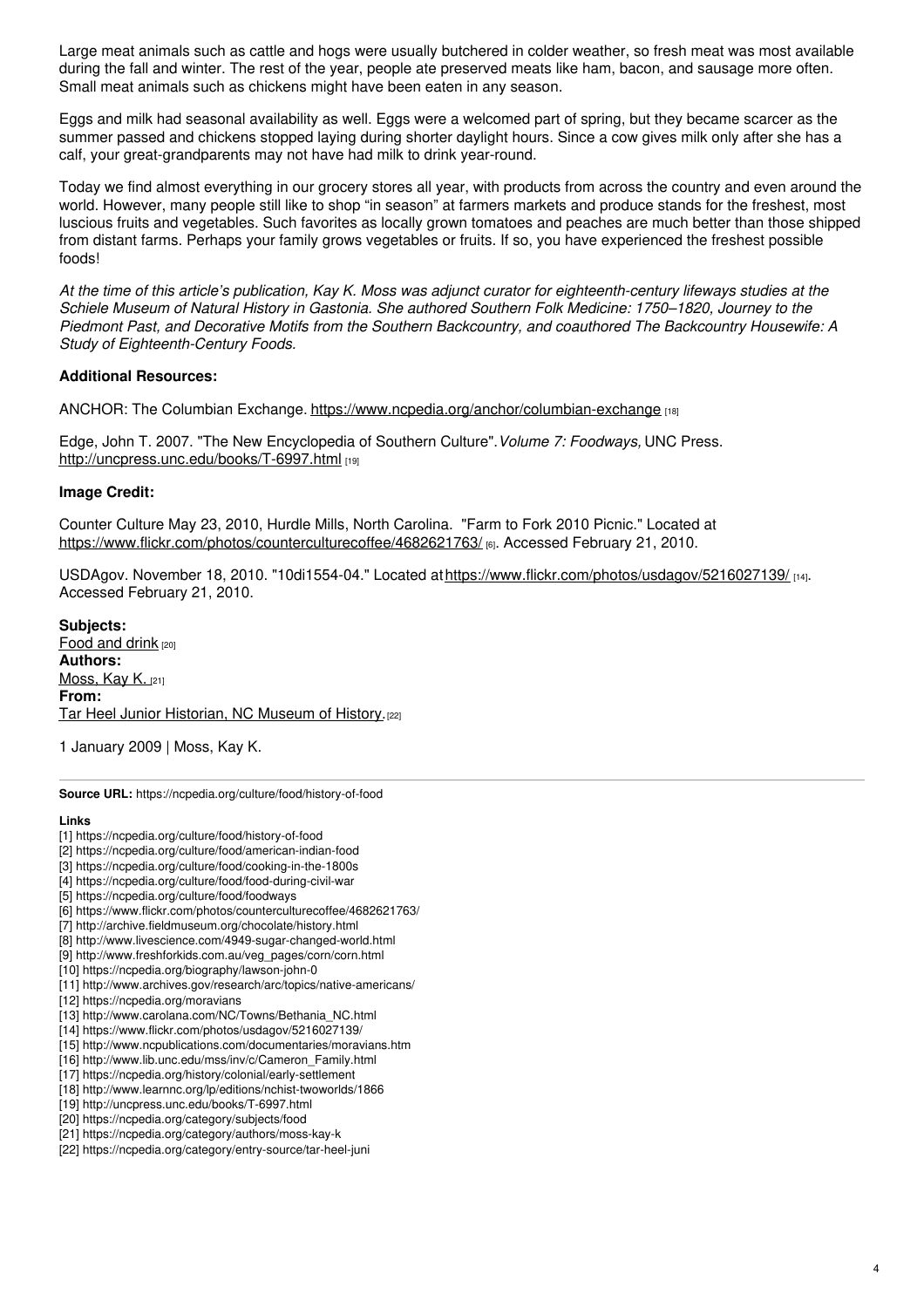Large meat animals such as cattle and hogs were usually butchered in colder weather, so fresh meat was most available during the fall and winter. The rest of the year, people ate preserved meats like ham, bacon, and sausage more often. Small meat animals such as chickens might have been eaten in any season.

Eggs and milk had seasonal availability as well. Eggs were a welcomed part of spring, but they became scarcer as the summer passed and chickens stopped laying during shorter daylight hours. Since a cow gives milk only after she has a calf, your great-grandparents may not have had milk to drink year-round.

Today we find almost everything in our grocery stores all year, with products from across the country and even around the world. However, many people still like to shop "in season" at farmers markets and produce stands for the freshest, most luscious fruits and vegetables. Such favorites as locally grown tomatoes and peaches are much better than those shipped from distant farms. Perhaps your family grows vegetables or fruits. If so, you have experienced the freshest possible foods!

*At the time of this article's publication, Kay K. Moss was adjunct curator for eighteenth-century lifeways studies at the Schiele Museum of Natural History in Gastonia. She authored Southern Folk Medicine: 1750–1820, Journey to the Piedmont Past, and Decorative Motifs from the Southern Backcountry, and coauthored The Backcountry Housewife: A Study of Eighteenth-Century Foods.*

**Additional Resources:**

ANCHOR: The Columbian Exchange. https://www.ncpedia.org/anchor/columbian-exchange [18]

Edge, John T. 2007. "The New Encyclopedia of Southern Culture". *Volume 7: Foodways,* UNC Press. http://uncpress.unc.edu/books/T-6997.html [19]

**Image Credit:**

Counter Culture May 23, 2010, Hurdle Mills, North Carolina. "Farm to Fork 2010 Picnic." Located at https://www.flickr.com/photos/counterculturecoffee/4682621763/ [6]. Accessed February 21, 2010.

USDAgov. November 18, 2010. "10di1554-04." Located at https://www.flickr.com/photos/usdagov/5216027139/ [14]. Accessed February 21, 2010.

**Subjects:**
Food and drink [20]
**Authors:**
Moss, Kay K. [21]
**From:**
Tar Heel Junior Historian, NC Museum of History. [22]

1 January 2009 | Moss, Kay K.

---

**Source URL:** https://ncpedia.org/culture/food/history-of-food

**Links**

[1] https://ncpedia.org/culture/food/history-of-food
[2] https://ncpedia.org/culture/food/american-indian-food
[3] https://ncpedia.org/culture/food/cooking-in-the-1800s
[4] https://ncpedia.org/culture/food/food-during-civil-war
[5] https://ncpedia.org/culture/food/foodways
[6] https://www.flickr.com/photos/counterculturecoffee/4682621763/
[7] http://archive.fieldmuseum.org/chocolate/history.html
[8] http://www.livescience.com/4949-sugar-changed-world.html
[9] http://www.freshforkids.com.au/veg_pages/corn/corn.html
[10] https://ncpedia.org/biography/lawson-john-0
[11] http://www.archives.gov/research/arc/topics/native-americans/
[12] https://ncpedia.org/moravians
[13] http://www.carolana.com/NC/Towns/Bethania_NC.html
[14] https://www.flickr.com/photos/usdagov/5216027139/
[15] http://www.ncpublications.com/documentaries/moravians.htm
[16] http://www.lib.unc.edu/mss/inv/c/Cameron_Family.html
[17] https://ncpedia.org/history/colonial/early-settlement
[18] http://www.learnnc.org/lp/editions/nchist-twoworlds/1866
[19] http://uncpress.unc.edu/books/T-6997.html
[20] https://ncpedia.org/category/subjects/food
[21] https://ncpedia.org/category/authors/moss-kay-k
[22] https://ncpedia.org/category/entry-source/tar-heel-juni